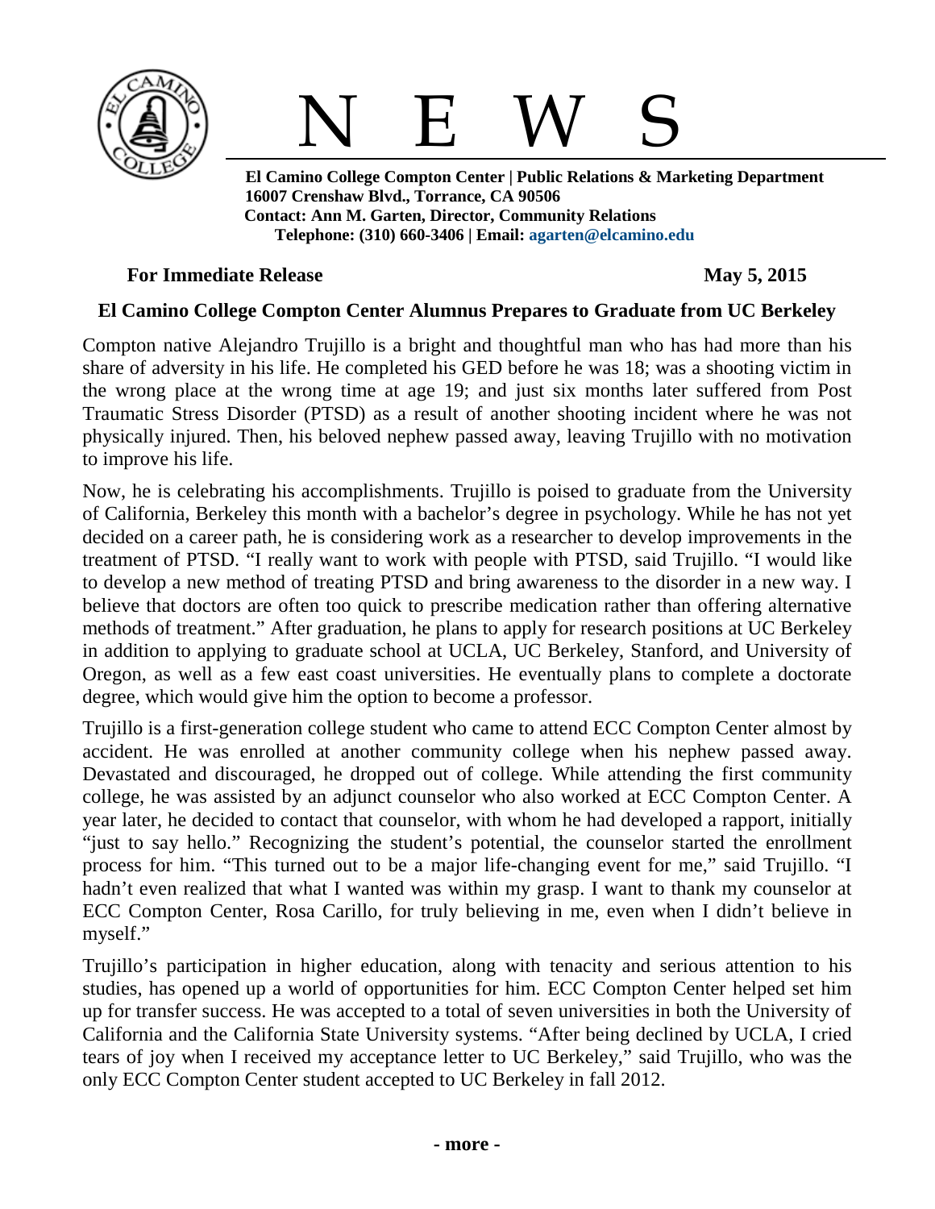# N E W S

**El Camino College Compton Center | Public Relations & Marketing Department**
**16007 Crenshaw Blvd., Torrance, CA 90506**
**Contact: Ann M. Garten, Director, Community Relations**
**Telephone: (310) 660-3406 | Email: agarten@elcamino.edu**

**For Immediate Release** **May 5, 2015**

## El Camino College Compton Center Alumnus Prepares to Graduate from UC Berkeley

Compton native Alejandro Trujillo is a bright and thoughtful man who has had more than his share of adversity in his life. He completed his GED before he was 18; was a shooting victim in the wrong place at the wrong time at age 19; and just six months later suffered from Post Traumatic Stress Disorder (PTSD) as a result of another shooting incident where he was not physically injured. Then, his beloved nephew passed away, leaving Trujillo with no motivation to improve his life.

Now, he is celebrating his accomplishments. Trujillo is poised to graduate from the University of California, Berkeley this month with a bachelor's degree in psychology. While he has not yet decided on a career path, he is considering work as a researcher to develop improvements in the treatment of PTSD. "I really want to work with people with PTSD, said Trujillo. "I would like to develop a new method of treating PTSD and bring awareness to the disorder in a new way. I believe that doctors are often too quick to prescribe medication rather than offering alternative methods of treatment." After graduation, he plans to apply for research positions at UC Berkeley in addition to applying to graduate school at UCLA, UC Berkeley, Stanford, and University of Oregon, as well as a few east coast universities. He eventually plans to complete a doctorate degree, which would give him the option to become a professor.

Trujillo is a first-generation college student who came to attend ECC Compton Center almost by accident. He was enrolled at another community college when his nephew passed away. Devastated and discouraged, he dropped out of college. While attending the first community college, he was assisted by an adjunct counselor who also worked at ECC Compton Center. A year later, he decided to contact that counselor, with whom he had developed a rapport, initially "just to say hello." Recognizing the student's potential, the counselor started the enrollment process for him. "This turned out to be a major life-changing event for me," said Trujillo. "I hadn't even realized that what I wanted was within my grasp. I want to thank my counselor at ECC Compton Center, Rosa Carillo, for truly believing in me, even when I didn't believe in myself."

Trujillo's participation in higher education, along with tenacity and serious attention to his studies, has opened up a world of opportunities for him. ECC Compton Center helped set him up for transfer success. He was accepted to a total of seven universities in both the University of California and the California State University systems. "After being declined by UCLA, I cried tears of joy when I received my acceptance letter to UC Berkeley," said Trujillo, who was the only ECC Compton Center student accepted to UC Berkeley in fall 2012.

**- more -**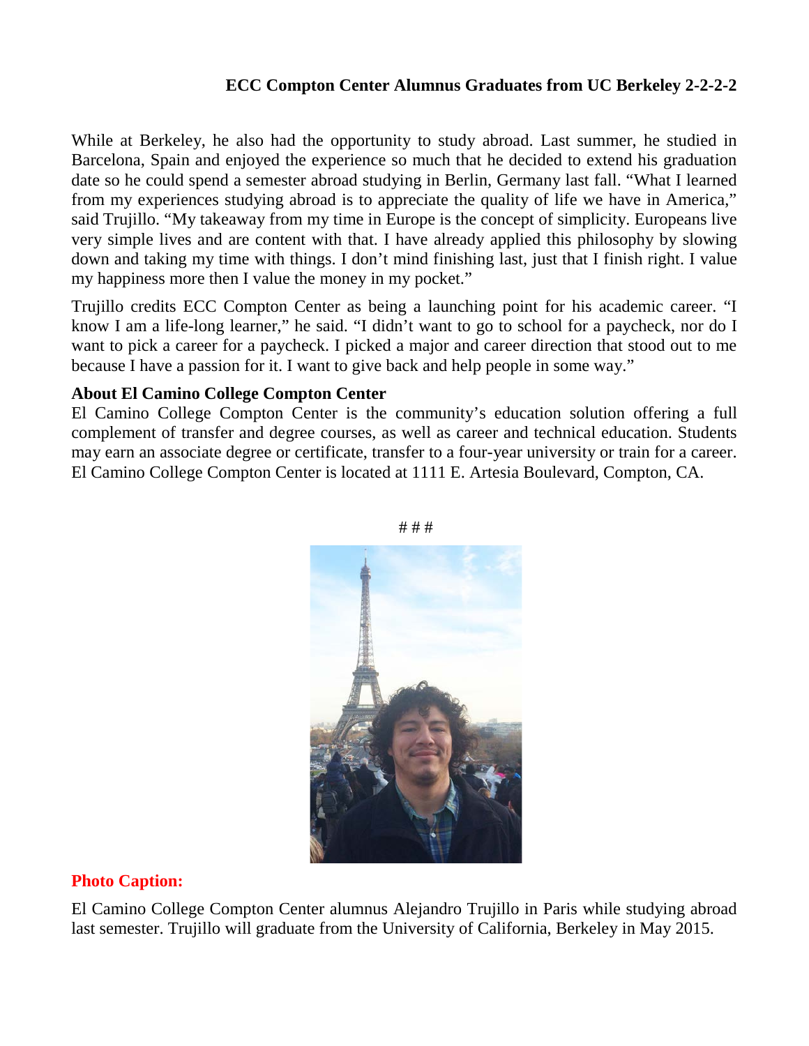**ECC Compton Center Alumnus Graduates from UC Berkeley 2-2-2-2**

While at Berkeley, he also had the opportunity to study abroad. Last summer, he studied in Barcelona, Spain and enjoyed the experience so much that he decided to extend his graduation date so he could spend a semester abroad studying in Berlin, Germany last fall. "What I learned from my experiences studying abroad is to appreciate the quality of life we have in America," said Trujillo. "My takeaway from my time in Europe is the concept of simplicity. Europeans live very simple lives and are content with that. I have already applied this philosophy by slowing down and taking my time with things. I don't mind finishing last, just that I finish right. I value my happiness more then I value the money in my pocket."

Trujillo credits ECC Compton Center as being a launching point for his academic career. "I know I am a life-long learner," he said. "I didn't want to go to school for a paycheck, nor do I want to pick a career for a paycheck. I picked a major and career direction that stood out to me because I have a passion for it. I want to give back and help people in some way."

**About El Camino College Compton Center**

El Camino College Compton Center is the community's education solution offering a full complement of transfer and degree courses, as well as career and technical education. Students may earn an associate degree or certificate, transfer to a four-year university or train for a career. El Camino College Compton Center is located at 1111 E. Artesia Boulevard, Compton, CA.

# # #

**Photo Caption:**

El Camino College Compton Center alumnus Alejandro Trujillo in Paris while studying abroad last semester. Trujillo will graduate from the University of California, Berkeley in May 2015.